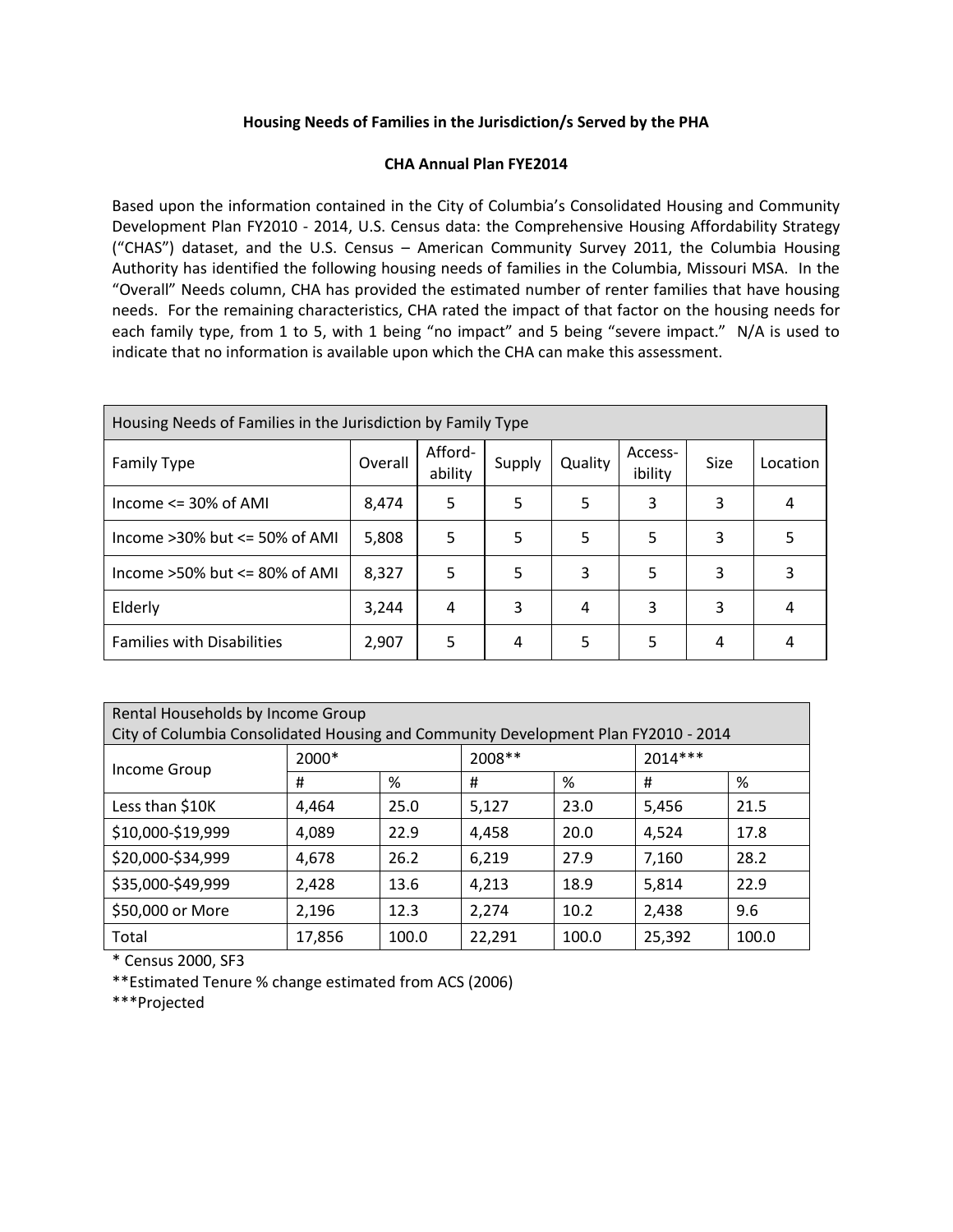**Housing Needs of Families in the Jurisdiction/s Served by the PHA**

**CHA Annual Plan FYE2014**

Based upon the information contained in the City of Columbia's Consolidated Housing and Community Development Plan FY2010 - 2014, U.S. Census data: the Comprehensive Housing Affordability Strategy ("CHAS") dataset, and the U.S. Census – American Community Survey 2011, the Columbia Housing Authority has identified the following housing needs of families in the Columbia, Missouri MSA. In the "Overall" Needs column, CHA has provided the estimated number of renter families that have housing needs. For the remaining characteristics, CHA rated the impact of that factor on the housing needs for each family type, from 1 to 5, with 1 being "no impact" and 5 being "severe impact." N/A is used to indicate that no information is available upon which the CHA can make this assessment.

| Housing Needs of Families in the Jurisdiction by Family Type | | | | | | | |
|---|---|---|---|---|---|---|---|
| Family Type | Overall | Afford-ability | Supply | Quality | Access-ibility | Size | Location |
| Income <= 30% of AMI | 8,474 | 5 | 5 | 5 | 3 | 3 | 4 |
| Income >30% but <= 50% of AMI | 5,808 | 5 | 5 | 5 | 5 | 3 | 5 |
| Income >50% but <= 80% of AMI | 8,327 | 5 | 5 | 3 | 5 | 3 | 3 |
| Elderly | 3,244 | 4 | 3 | 4 | 3 | 3 | 4 |
| Families with Disabilities | 2,907 | 5 | 4 | 5 | 5 | 4 | 4 |

| Rental Households by Income Group<br>City of Columbia Consolidated Housing and Community Development Plan FY2010 - 2014 | | | | | | |
|---|---|---|---|---|---|---|
| Income Group | 2000* | | 2008** | | 2014*** | |
| | # | % | # | % | # | % |
| Less than $10K | 4,464 | 25.0 | 5,127 | 23.0 | 5,456 | 21.5 |
| $10,000-$19,999 | 4,089 | 22.9 | 4,458 | 20.0 | 4,524 | 17.8 |
| $20,000-$34,999 | 4,678 | 26.2 | 6,219 | 27.9 | 7,160 | 28.2 |
| $35,000-$49,999 | 2,428 | 13.6 | 4,213 | 18.9 | 5,814 | 22.9 |
| $50,000 or More | 2,196 | 12.3 | 2,274 | 10.2 | 2,438 | 9.6 |
| Total | 17,856 | 100.0 | 22,291 | 100.0 | 25,392 | 100.0 |

\* Census 2000, SF3

**Estimated Tenure % change estimated from ACS (2006)

***Projected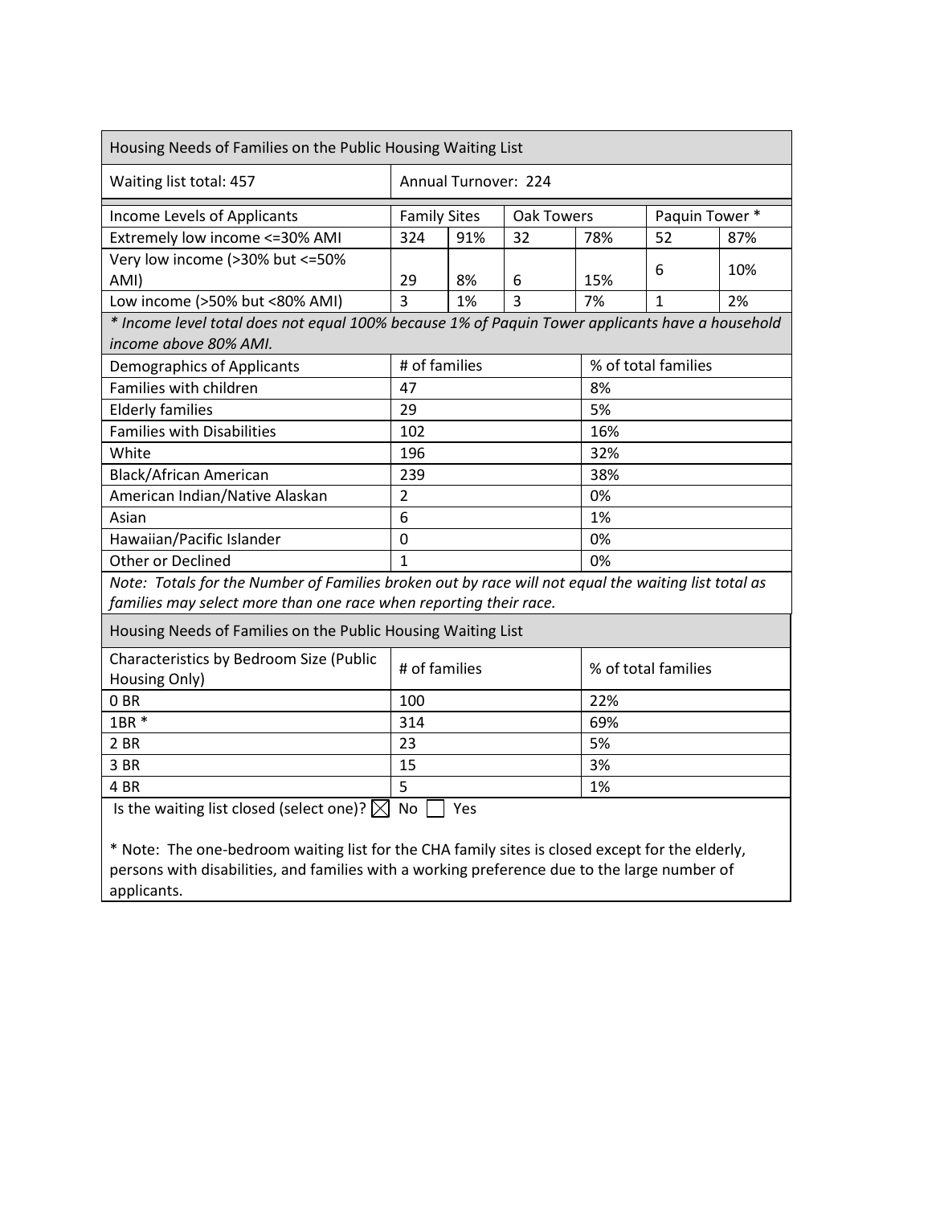| Housing Needs of Families on the Public Housing Waiting List | | | | | | |
|---|---|---|---|---|---|---|
| Waiting list total: 457 | Annual Turnover: 224 | | | | | |
| Income Levels of Applicants | Family Sites | | Oak Towers | | Paquin Tower * | |
| Extremely low income <=30% AMI | 324 | 91% | 32 | 78% | 52 | 87% |
| Very low income (>30% but <=50% AMI) | 29 | 8% | 6 | 15% | 6 | 10% |
| Low income (>50% but <80% AMI) | 3 | 1% | 3 | 7% | 1 | 2% |

*\* Income level total does not equal 100% because 1% of Paquin Tower applicants have a household income above 80% AMI.*

| Demographics of Applicants | # of families | % of total families |
|---|---|---|
| Families with children | 47 | 8% |
| Elderly families | 29 | 5% |
| Families with Disabilities | 102 | 16% |
| White | 196 | 32% |
| Black/African American | 239 | 38% |
| American Indian/Native Alaskan | 2 | 0% |
| Asian | 6 | 1% |
| Hawaiian/Pacific Islander | 0 | 0% |
| Other or Declined | 1 | 0% |

*Note: Totals for the Number of Families broken out by race will not equal the waiting list total as families may select more than one race when reporting their race.*

| Housing Needs of Families on the Public Housing Waiting List | | |
|---|---|---|
| Characteristics by Bedroom Size (Public Housing Only) | # of families | % of total families |
| 0 BR | 100 | 22% |
| 1BR * | 314 | 69% |
| 2 BR | 23 | 5% |
| 3 BR | 15 | 3% |
| 4 BR | 5 | 1% |

Is the waiting list closed (select one)? ☒ No ☐ Yes

\* Note: The one-bedroom waiting list for the CHA family sites is closed except for the elderly, persons with disabilities, and families with a working preference due to the large number of applicants.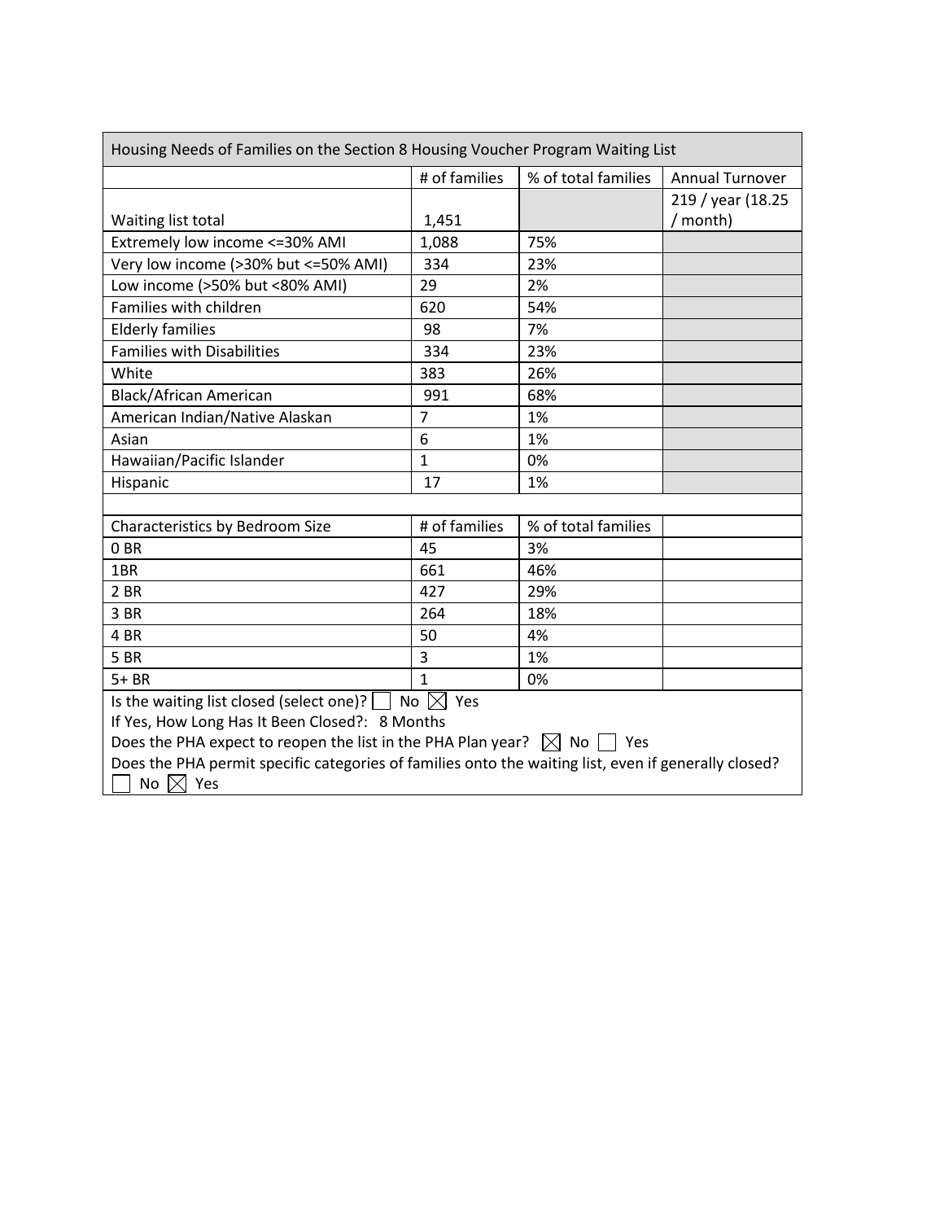| Housing Needs of Families on the Section 8 Housing Voucher Program Waiting List | | | |
|---|---|---|---|
| | # of families | % of total families | Annual Turnover |
| Waiting list total | 1,451 | | 219 / year (18.25 / month) |
| Extremely low income <=30% AMI | 1,088 | 75% | |
| Very low income (>30% but <=50% AMI) | 334 | 23% | |
| Low income (>50% but <80% AMI) | 29 | 2% | |
| Families with children | 620 | 54% | |
| Elderly families | 98 | 7% | |
| Families with Disabilities | 334 | 23% | |
| White | 383 | 26% | |
| Black/African American | 991 | 68% | |
| American Indian/Native Alaskan | 7 | 1% | |
| Asian | 6 | 1% | |
| Hawaiian/Pacific Islander | 1 | 0% | |
| Hispanic | 17 | 1% | |
| | | | |
| Characteristics by Bedroom Size | # of families | % of total families | |
| 0 BR | 45 | 3% | |
| 1BR | 661 | 46% | |
| 2 BR | 427 | 29% | |
| 3 BR | 264 | 18% | |
| 4 BR | 50 | 4% | |
| 5 BR | 3 | 1% | |
| 5+ BR | 1 | 0% | |

Is the waiting list closed (select one)? ☐ No ☒ Yes

If Yes, How Long Has It Been Closed?: 8 Months

Does the PHA expect to reopen the list in the PHA Plan year? ☒ No ☐ Yes

Does the PHA permit specific categories of families onto the waiting list, even if generally closed?
☐ No ☒ Yes